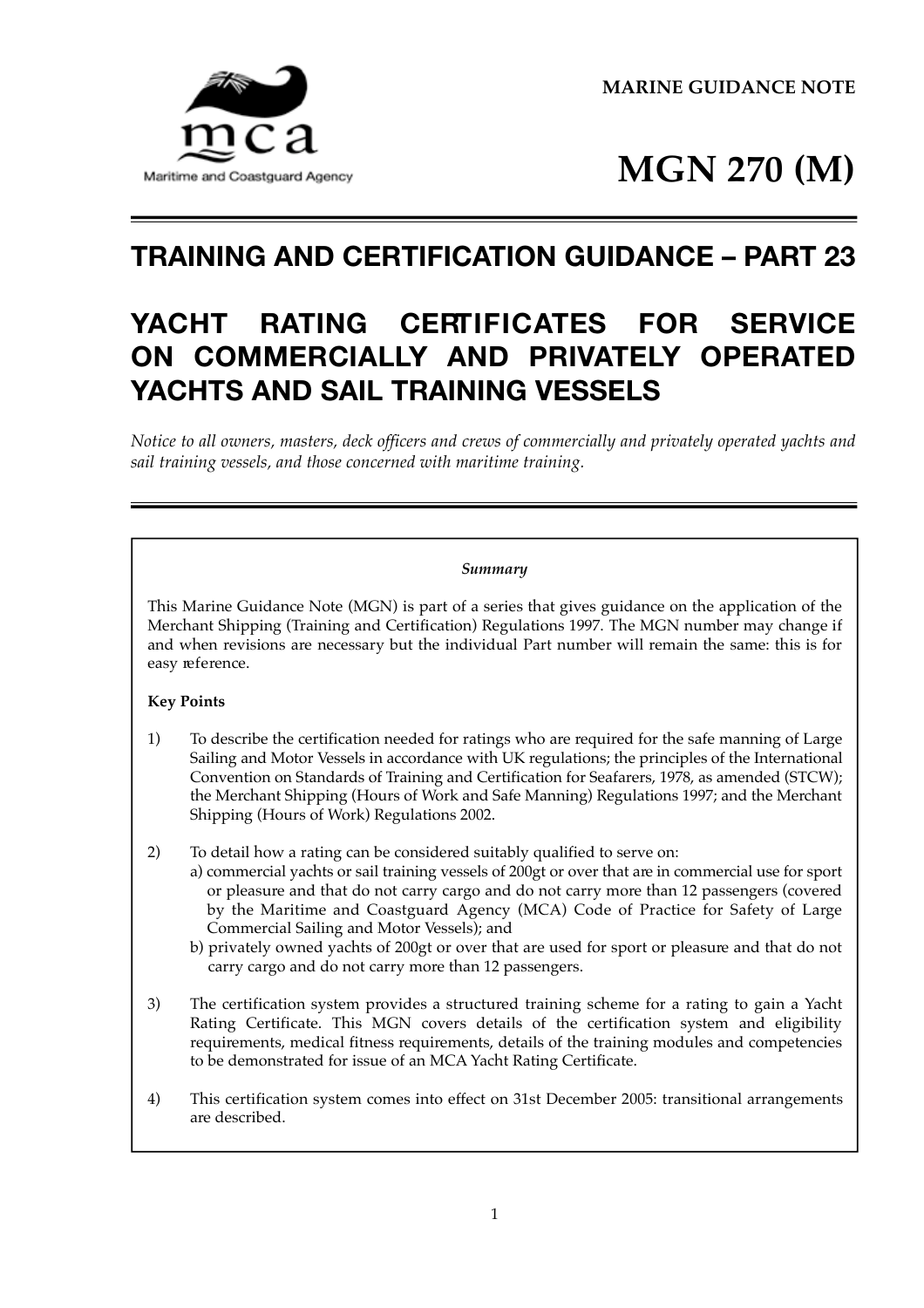MARINE GUIDANCE NOTE

# MGN 270 (M)

## TRAINING AND CERTIFICATION GUIDANCE – PART 23

## YACHT RATING CERTIFICATES FOR SERVICE ON COMMERCIALLY AND PRIVATELY OPERATED YACHTS AND SAIL TRAINING VESSELS

*Notice to all owners, masters, deck officers and crews of commercially and privately operated yachts and sail training vessels, and those concerned with maritime training.*

---

*Summary*

This Marine Guidance Note (MGN) is part of a series that gives guidance on the application of the Merchant Shipping (Training and Certification) Regulations 1997. The MGN number may change if and when revisions are necessary but the individual Part number will remain the same: this is for easy reference.

**Key Points**

1) To describe the certification needed for ratings who are required for the safe manning of Large Sailing and Motor Vessels in accordance with UK regulations; the principles of the International Convention on Standards of Training and Certification for Seafarers, 1978, as amended (STCW); the Merchant Shipping (Hours of Work and Safe Manning) Regulations 1997; and the Merchant Shipping (Hours of Work) Regulations 2002.

2) To detail how a rating can be considered suitably qualified to serve on:
   a) commercial yachts or sail training vessels of 200gt or over that are in commercial use for sport or pleasure and that do not carry cargo and do not carry more than 12 passengers (covered by the Maritime and Coastguard Agency (MCA) Code of Practice for Safety of Large Commercial Sailing and Motor Vessels); and
   b) privately owned yachts of 200gt or over that are used for sport or pleasure and that do not carry cargo and do not carry more than 12 passengers.

3) The certification system provides a structured training scheme for a rating to gain a Yacht Rating Certificate. This MGN covers details of the certification system and eligibility requirements, medical fitness requirements, details of the training modules and competencies to be demonstrated for issue of an MCA Yacht Rating Certificate.

4) This certification system comes into effect on 31st December 2005: transitional arrangements are described.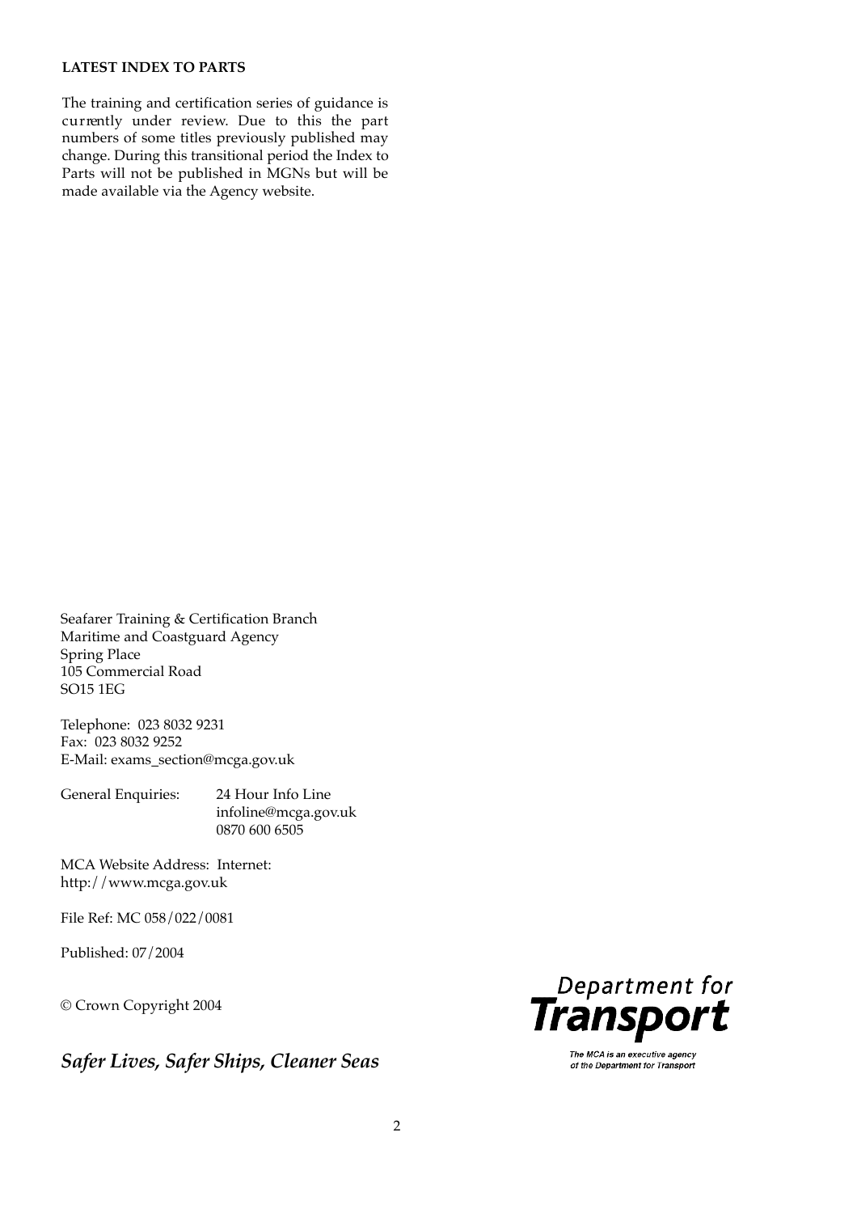**LATEST INDEX TO PARTS**

The training and certification series of guidance is currently under review. Due to this the part numbers of some titles previously published may change. During this transitional period the Index to Parts will not be published in MGNs but will be made available via the Agency website.

Seafarer Training & Certification Branch
Maritime and Coastguard Agency
Spring Place
105 Commercial Road
SO15 1EG

Telephone: 023 8032 9231
Fax: 023 8032 9252
E-Mail: exams_section@mcga.gov.uk

General Enquiries: 24 Hour Info Line
infoline@mcga.gov.uk
0870 600 6505

MCA Website Address: Internet:
http://www.mcga.gov.uk

File Ref: MC 058/022/0081

Published: 07/2004

© Crown Copyright 2004

*Safer Lives, Safer Ships, Cleaner Seas*

Department for **Transport**

The MCA is an executive agency of the Department for Transport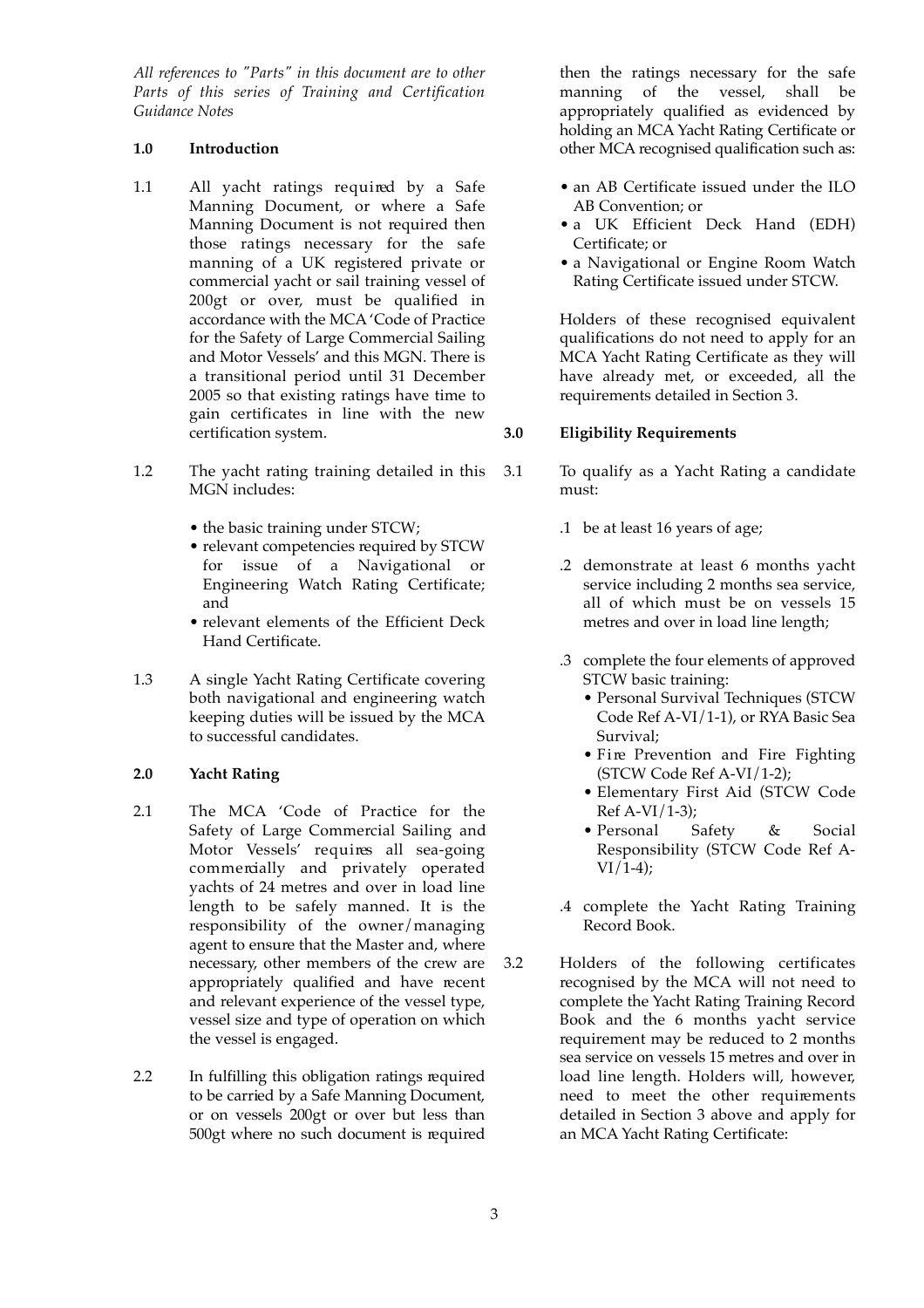*All references to "Parts" in this document are to other Parts of this series of Training and Certification Guidance Notes*

## 1.0 Introduction

1.1 All yacht ratings required by a Safe Manning Document, or where a Safe Manning Document is not required then those ratings necessary for the safe manning of a UK registered private or commercial yacht or sail training vessel of 200gt or over, must be qualified in accordance with the MCA 'Code of Practice for the Safety of Large Commercial Sailing and Motor Vessels' and this MGN. There is a transitional period until 31 December 2005 so that existing ratings have time to gain certificates in line with the new certification system.

1.2 The yacht rating training detailed in this MGN includes:

- the basic training under STCW;
- relevant competencies required by STCW for issue of a Navigational or Engineering Watch Rating Certificate; and
- relevant elements of the Efficient Deck Hand Certificate.

1.3 A single Yacht Rating Certificate covering both navigational and engineering watch keeping duties will be issued by the MCA to successful candidates.

## 2.0 Yacht Rating

2.1 The MCA 'Code of Practice for the Safety of Large Commercial Sailing and Motor Vessels' requires all sea-going commercially and privately operated yachts of 24 metres and over in load line length to be safely manned. It is the responsibility of the owner/managing agent to ensure that the Master and, where necessary, other members of the crew are appropriately qualified and have recent and relevant experience of the vessel type, vessel size and type of operation on which the vessel is engaged.

2.2 In fulfilling this obligation ratings required to be carried by a Safe Manning Document, or on vessels 200gt or over but less than 500gt where no such document is required then the ratings necessary for the safe manning of the vessel, shall be appropriately qualified as evidenced by holding an MCA Yacht Rating Certificate or other MCA recognised qualification such as:

- an AB Certificate issued under the ILO AB Convention; or
- a UK Efficient Deck Hand (EDH) Certificate; or
- a Navigational or Engine Room Watch Rating Certificate issued under STCW.

Holders of these recognised equivalent qualifications do not need to apply for an MCA Yacht Rating Certificate as they will have already met, or exceeded, all the requirements detailed in Section 3.

## 3.0 Eligibility Requirements

3.1 To qualify as a Yacht Rating a candidate must:

.1 be at least 16 years of age;

.2 demonstrate at least 6 months yacht service including 2 months sea service, all of which must be on vessels 15 metres and over in load line length;

.3 complete the four elements of approved STCW basic training:

- Personal Survival Techniques (STCW Code Ref A-VI/1-1), or RYA Basic Sea Survival;
- Fire Prevention and Fire Fighting (STCW Code Ref A-VI/1-2);
- Elementary First Aid (STCW Code Ref A-VI/1-3);
- Personal Safety & Social Responsibility (STCW Code Ref A-VI/1-4);

.4 complete the Yacht Rating Training Record Book.

3.2 Holders of the following certificates recognised by the MCA will not need to complete the Yacht Rating Training Record Book and the 6 months yacht service requirement may be reduced to 2 months sea service on vessels 15 metres and over in load line length. Holders will, however, need to meet the other requirements detailed in Section 3 above and apply for an MCA Yacht Rating Certificate: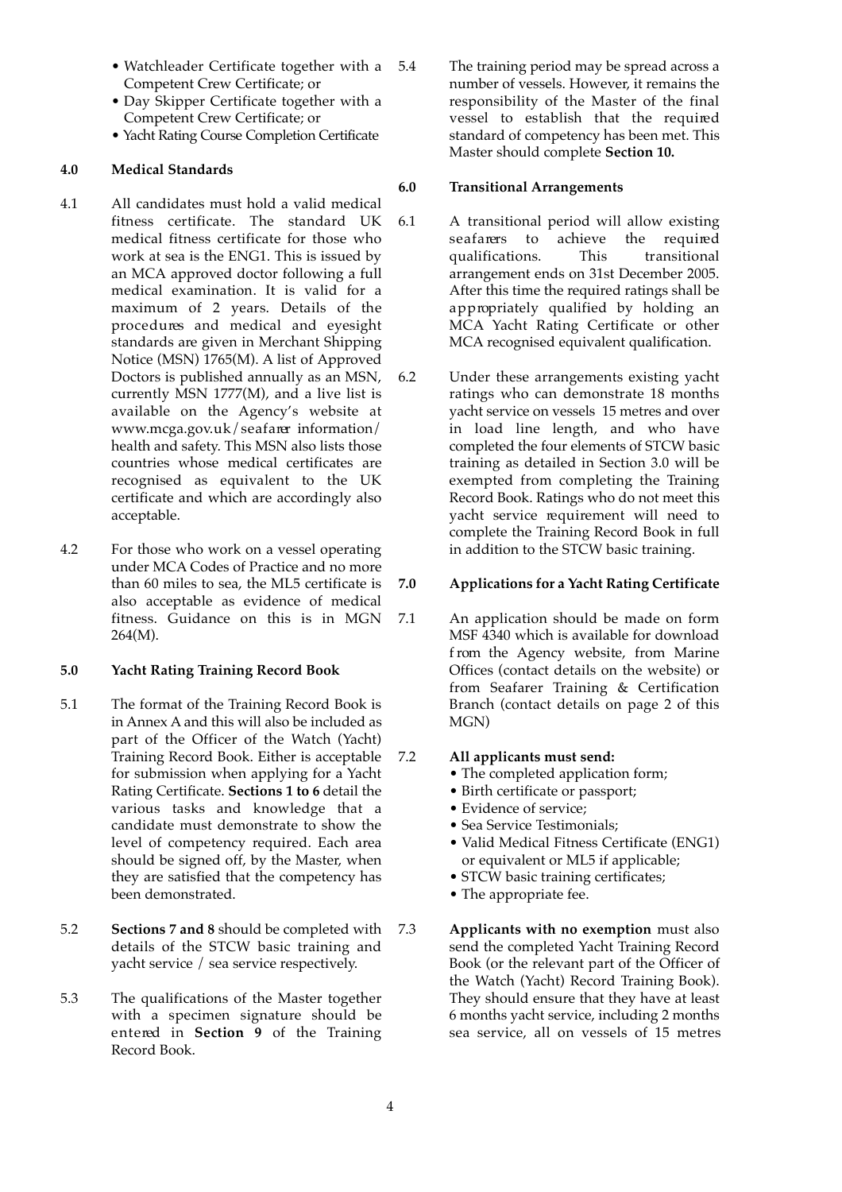- Watchleader Certificate together with a Competent Crew Certificate; or
- Day Skipper Certificate together with a Competent Crew Certificate; or
- Yacht Rating Course Completion Certificate

### 4.0 Medical Standards

4.1 All candidates must hold a valid medical fitness certificate. The standard UK medical fitness certificate for those who work at sea is the ENG1. This is issued by an MCA approved doctor following a full medical examination. It is valid for a maximum of 2 years. Details of the procedures and medical and eyesight standards are given in Merchant Shipping Notice (MSN) 1765(M). A list of Approved Doctors is published annually as an MSN, currently MSN 1777(M), and a live list is available on the Agency's website at www.mcga.gov.uk/seafarer information/health and safety. This MSN also lists those countries whose medical certificates are recognised as equivalent to the UK certificate and which are accordingly also acceptable.

4.2 For those who work on a vessel operating under MCA Codes of Practice and no more than 60 miles to sea, the ML5 certificate is also acceptable as evidence of medical fitness. Guidance on this is in MGN 264(M).

### 5.0 Yacht Rating Training Record Book

5.1 The format of the Training Record Book is in Annex A and this will also be included as part of the Officer of the Watch (Yacht) Training Record Book. Either is acceptable for submission when applying for a Yacht Rating Certificate. **Sections 1 to 6** detail the various tasks and knowledge that a candidate must demonstrate to show the level of competency required. Each area should be signed off, by the Master, when they are satisfied that the competency has been demonstrated.

5.2 **Sections 7 and 8** should be completed with details of the STCW basic training and yacht service / sea service respectively.

5.3 The qualifications of the Master together with a specimen signature should be entered in **Section 9** of the Training Record Book.

5.4 The training period may be spread across a number of vessels. However, it remains the responsibility of the Master of the final vessel to establish that the required standard of competency has been met. This Master should complete **Section 10.**

### 6.0 Transitional Arrangements

6.1 A transitional period will allow existing seafarers to achieve the required qualifications. This transitional arrangement ends on 31st December 2005. After this time the required ratings shall be appropriately qualified by holding an MCA Yacht Rating Certificate or other MCA recognised equivalent qualification.

6.2 Under these arrangements existing yacht ratings who can demonstrate 18 months yacht service on vessels 15 metres and over in load line length, and who have completed the four elements of STCW basic training as detailed in Section 3.0 will be exempted from completing the Training Record Book. Ratings who do not meet this yacht service requirement will need to complete the Training Record Book in full in addition to the STCW basic training.

### 7.0 Applications for a Yacht Rating Certificate

7.1 An application should be made on form MSF 4340 which is available for download from the Agency website, from Marine Offices (contact details on the website) or from Seafarer Training & Certification Branch (contact details on page 2 of this MGN)

7.2 **All applicants must send:**

- The completed application form;
- Birth certificate or passport;
- Evidence of service;
- Sea Service Testimonials;
- Valid Medical Fitness Certificate (ENG1) or equivalent or ML5 if applicable;
- STCW basic training certificates;
- The appropriate fee.

7.3 **Applicants with no exemption** must also send the completed Yacht Training Record Book (or the relevant part of the Officer of the Watch (Yacht) Record Training Book). They should ensure that they have at least 6 months yacht service, including 2 months sea service, all on vessels of 15 metres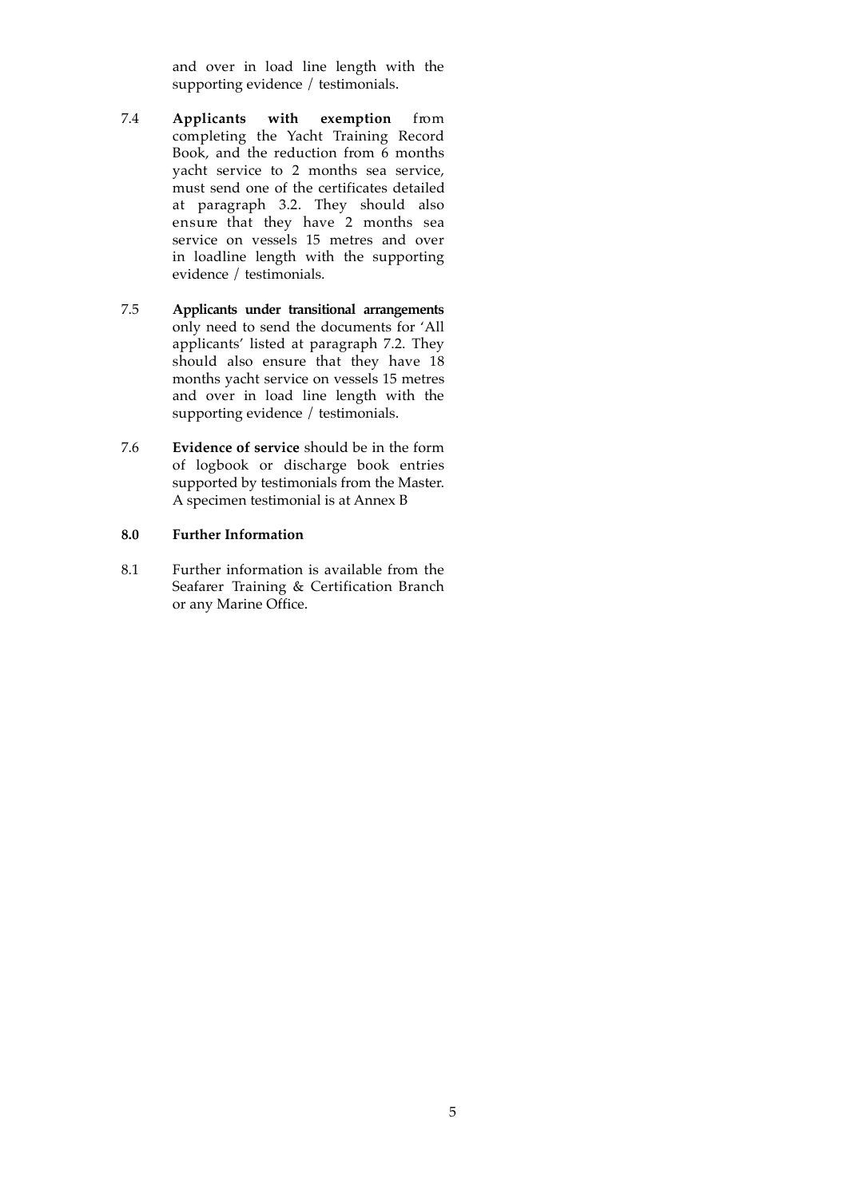and over in load line length with the supporting evidence / testimonials.

7.4 **Applicants with exemption** from completing the Yacht Training Record Book, and the reduction from 6 months yacht service to 2 months sea service, must send one of the certificates detailed at paragraph 3.2. They should also ensure that they have 2 months sea service on vessels 15 metres and over in loadline length with the supporting evidence / testimonials.

7.5 **Applicants under transitional arrangements** only need to send the documents for 'All applicants' listed at paragraph 7.2. They should also ensure that they have 18 months yacht service on vessels 15 metres and over in load line length with the supporting evidence / testimonials.

7.6 **Evidence of service** should be in the form of logbook or discharge book entries supported by testimonials from the Master. A specimen testimonial is at Annex B

## 8.0 Further Information

8.1 Further information is available from the Seafarer Training & Certification Branch or any Marine Office.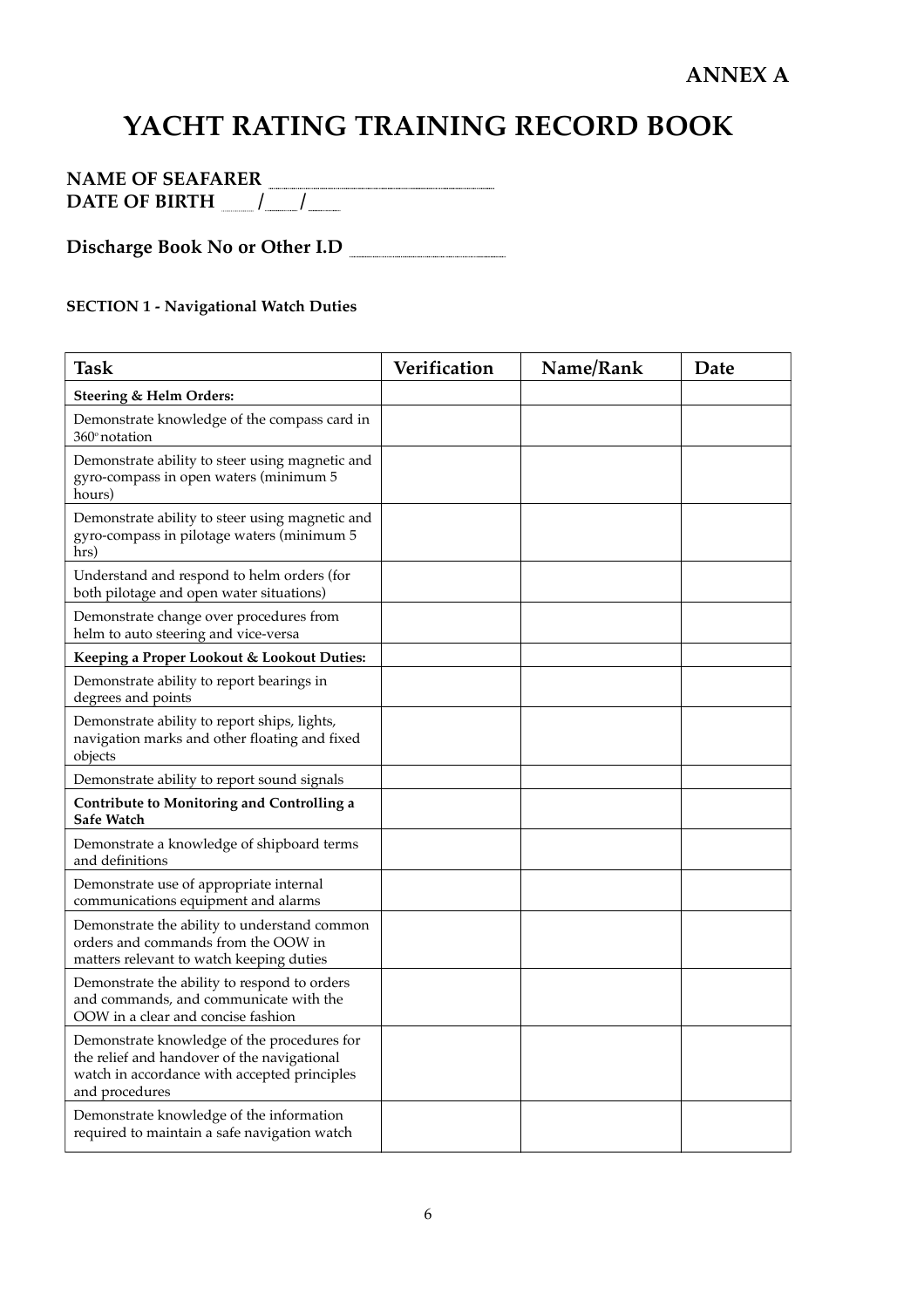**ANNEX A**

# YACHT RATING TRAINING RECORD BOOK

**NAME OF SEAFARER** ______________________
**DATE OF BIRTH** ____ / ____ / ____

**Discharge Book No or Other I.D** ______________________

**SECTION 1 - Navigational Watch Duties**

| Task | Verification | Name/Rank | Date |
|---|---|---|---|
| **Steering & Helm Orders:** | | | |
| Demonstrate knowledge of the compass card in 360° notation | | | |
| Demonstrate ability to steer using magnetic and gyro-compass in open waters (minimum 5 hours) | | | |
| Demonstrate ability to steer using magnetic and gyro-compass in pilotage waters (minimum 5 hrs) | | | |
| Understand and respond to helm orders (for both pilotage and open water situations) | | | |
| Demonstrate change over procedures from helm to auto steering and vice-versa | | | |
| **Keeping a Proper Lookout & Lookout Duties:** | | | |
| Demonstrate ability to report bearings in degrees and points | | | |
| Demonstrate ability to report ships, lights, navigation marks and other floating and fixed objects | | | |
| Demonstrate ability to report sound signals | | | |
| **Contribute to Monitoring and Controlling a Safe Watch** | | | |
| Demonstrate a knowledge of shipboard terms and definitions | | | |
| Demonstrate use of appropriate internal communications equipment and alarms | | | |
| Demonstrate the ability to understand common orders and commands from the OOW in matters relevant to watch keeping duties | | | |
| Demonstrate the ability to respond to orders and commands, and communicate with the OOW in a clear and concise fashion | | | |
| Demonstrate knowledge of the procedures for the relief and handover of the navigational watch in accordance with accepted principles and procedures | | | |
| Demonstrate knowledge of the information required to maintain a safe navigation watch | | | |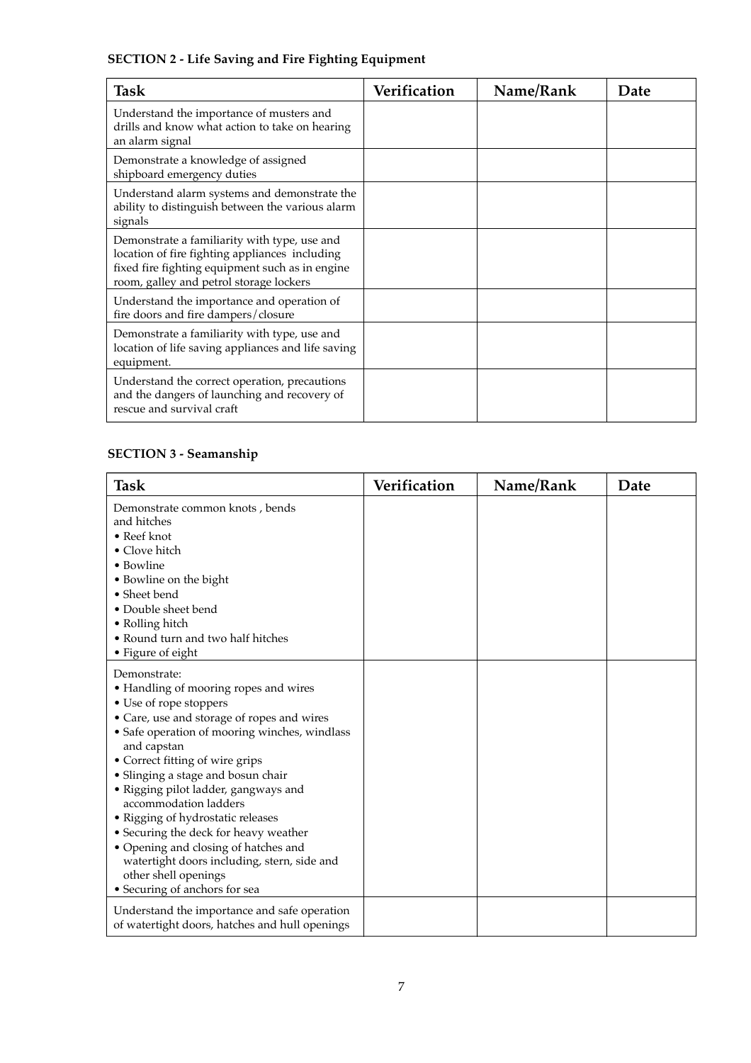## SECTION 2 - Life Saving and Fire Fighting Equipment

| Task | Verification | Name/Rank | Date |
|---|---|---|---|
| Understand the importance of musters and drills and know what action to take on hearing an alarm signal | | | |
| Demonstrate a knowledge of assigned shipboard emergency duties | | | |
| Understand alarm systems and demonstrate the ability to distinguish between the various alarm signals | | | |
| Demonstrate a familiarity with type, use and location of fire fighting appliances including fixed fire fighting equipment such as in engine room, galley and petrol storage lockers | | | |
| Understand the importance and operation of fire doors and fire dampers/closure | | | |
| Demonstrate a familiarity with type, use and location of life saving appliances and life saving equipment. | | | |
| Understand the correct operation, precautions and the dangers of launching and recovery of rescue and survival craft | | | |

## SECTION 3 - Seamanship

| Task | Verification | Name/Rank | Date |
|---|---|---|---|
| Demonstrate common knots , bends and hitches<br>• Reef knot<br>• Clove hitch<br>• Bowline<br>• Bowline on the bight<br>• Sheet bend<br>• Double sheet bend<br>• Rolling hitch<br>• Round turn and two half hitches<br>• Figure of eight | | | |
| Demonstrate:<br>• Handling of mooring ropes and wires<br>• Use of rope stoppers<br>• Care, use and storage of ropes and wires<br>• Safe operation of mooring winches, windlass and capstan<br>• Correct fitting of wire grips<br>• Slinging a stage and bosun chair<br>• Rigging pilot ladder, gangways and accommodation ladders<br>• Rigging of hydrostatic releases<br>• Securing the deck for heavy weather<br>• Opening and closing of hatches and watertight doors including, stern, side and other shell openings<br>• Securing of anchors for sea | | | |
| Understand the importance and safe operation of watertight doors, hatches and hull openings | | | |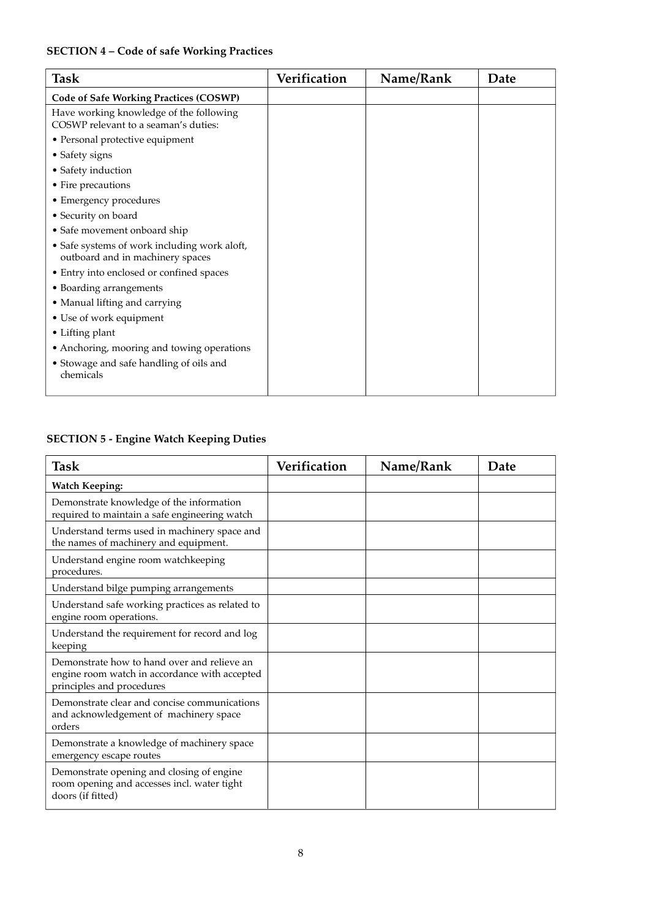**SECTION 4 – Code of safe Working Practices**

| Task | Verification | Name/Rank | Date |
|---|---|---|---|
| **Code of Safe Working Practices (COSWP)** | | | |
| Have working knowledge of the following COSWP relevant to a seaman's duties:<br>• Personal protective equipment<br>• Safety signs<br>• Safety induction<br>• Fire precautions<br>• Emergency procedures<br>• Security on board<br>• Safe movement onboard ship<br>• Safe systems of work including work aloft, outboard and in machinery spaces<br>• Entry into enclosed or confined spaces<br>• Boarding arrangements<br>• Manual lifting and carrying<br>• Use of work equipment<br>• Lifting plant<br>• Anchoring, mooring and towing operations<br>• Stowage and safe handling of oils and chemicals | | | |

**SECTION 5 - Engine Watch Keeping Duties**

| Task | Verification | Name/Rank | Date |
|---|---|---|---|
| **Watch Keeping:** | | | |
| Demonstrate knowledge of the information required to maintain a safe engineering watch | | | |
| Understand terms used in machinery space and the names of machinery and equipment. | | | |
| Understand engine room watchkeeping procedures. | | | |
| Understand bilge pumping arrangements | | | |
| Understand safe working practices as related to engine room operations. | | | |
| Understand the requirement for record and log keeping | | | |
| Demonstrate how to hand over and relieve an engine room watch in accordance with accepted principles and procedures | | | |
| Demonstrate clear and concise communications and acknowledgement of machinery space orders | | | |
| Demonstrate a knowledge of machinery space emergency escape routes | | | |
| Demonstrate opening and closing of engine room opening and accesses incl. water tight doors (if fitted) | | | |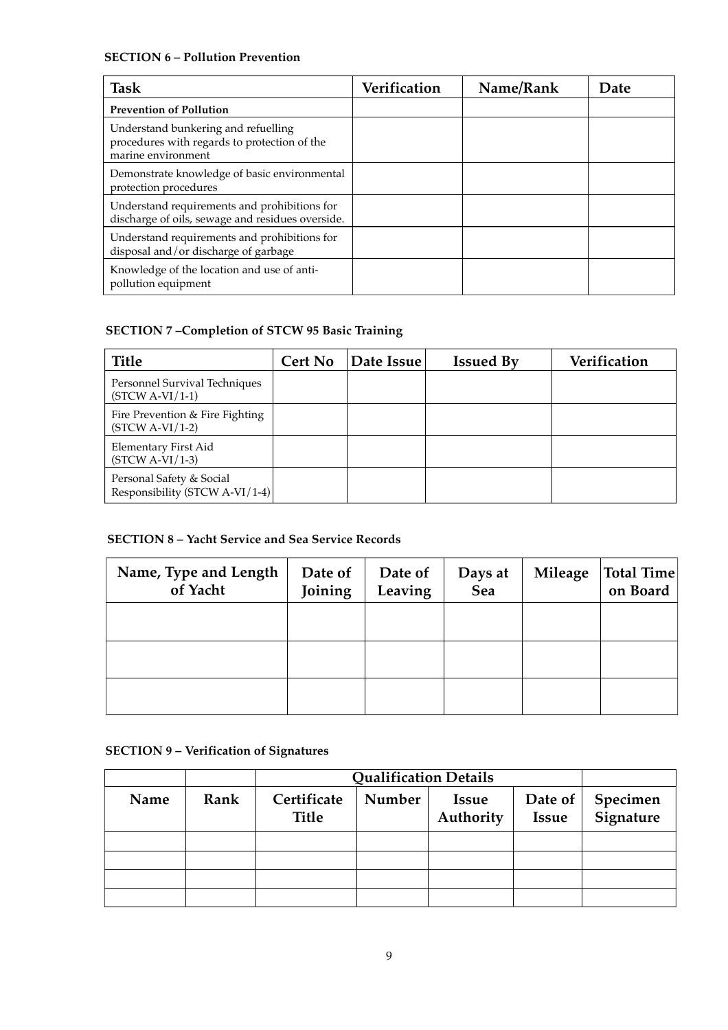**SECTION 6 – Pollution Prevention**

| Task | Verification | Name/Rank | Date |
|---|---|---|---|
| **Prevention of Pollution** | | | |
| Understand bunkering and refuelling procedures with regards to protection of the marine environment | | | |
| Demonstrate knowledge of basic environmental protection procedures | | | |
| Understand requirements and prohibitions for discharge of oils, sewage and residues overside. | | | |
| Understand requirements and prohibitions for disposal and/or discharge of garbage | | | |
| Knowledge of the location and use of anti-pollution equipment | | | |

**SECTION 7 –Completion of STCW 95 Basic Training**

| Title | Cert No | Date Issue | Issued By | Verification |
|---|---|---|---|---|
| Personnel Survival Techniques (STCW A-VI/1-1) | | | | |
| Fire Prevention & Fire Fighting (STCW A-VI/1-2) | | | | |
| Elementary First Aid (STCW A-VI/1-3) | | | | |
| Personal Safety & Social Responsibility (STCW A-VI/1-4) | | | | |

**SECTION 8 – Yacht Service and Sea Service Records**

| Name, Type and Length of Yacht | Date of Joining | Date of Leaving | Days at Sea | Mileage | Total Time on Board |
|---|---|---|---|---|---|
| | | | | | |
| | | | | | |
| | | | | | |

**SECTION 9 – Verification of Signatures**

| | | Qualification Details | | | | |
|---|---|---|---|---|---|---|
| Name | Rank | Certificate Title | Number | Issue Authority | Date of Issue | Specimen Signature |
| | | | | | | |
| | | | | | | |
| | | | | | | |
| | | | | | | |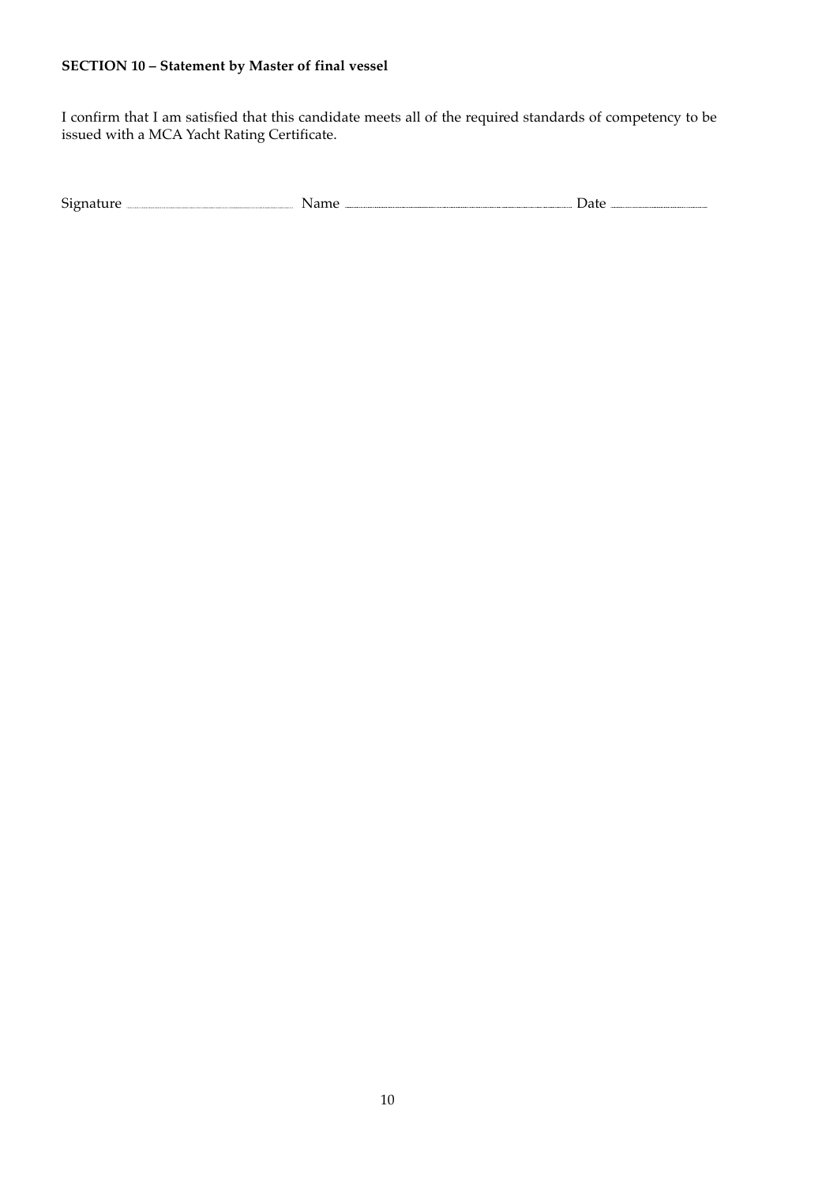**SECTION 10 – Statement by Master of final vessel**

I confirm that I am satisfied that this candidate meets all of the required standards of competency to be issued with a MCA Yacht Rating Certificate.

Signature .................................... Name .................................................... Date ....................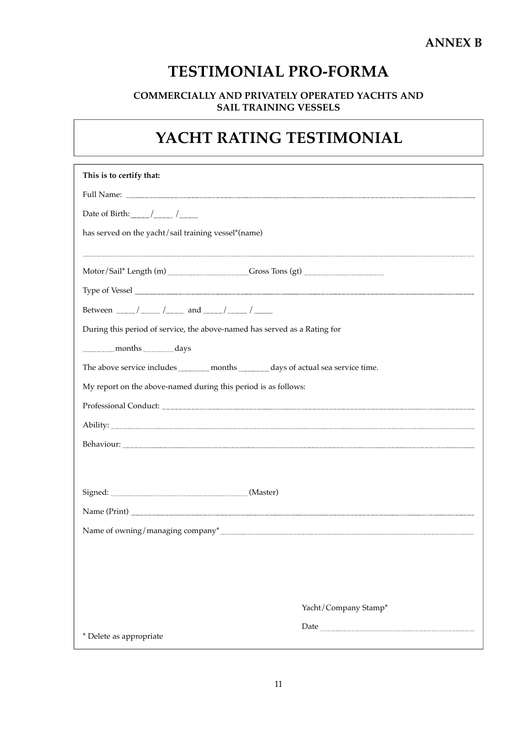**ANNEX B**

# TESTIMONIAL PRO-FORMA

**COMMERCIALLY AND PRIVATELY OPERATED YACHTS AND SAIL TRAINING VESSELS**

## YACHT RATING TESTIMONIAL

**This is to certify that:**

Full Name: ........................................................................

Date of Birth: ....../....../......

has served on the yacht/sail training vessel*(name)

........................................................................

Motor/Sail* Length (m) .................... Gross Tons (gt) ....................

Type of Vessel ........................................................................

Between ....../....../...... and ....../....../......

During this period of service, the above-named has served as a Rating for

.......... months .......... days

The above service includes .......... months .......... days of actual sea service time.

My report on the above-named during this period is as follows:

Professional Conduct: ........................................................................

Ability: ........................................................................

Behaviour: ........................................................................

Signed: .................................... (Master)

Name (Print) ........................................................................

Name of owning/managing company* ........................................................................

Yacht/Company Stamp*

Date ....................................

\* Delete as appropriate